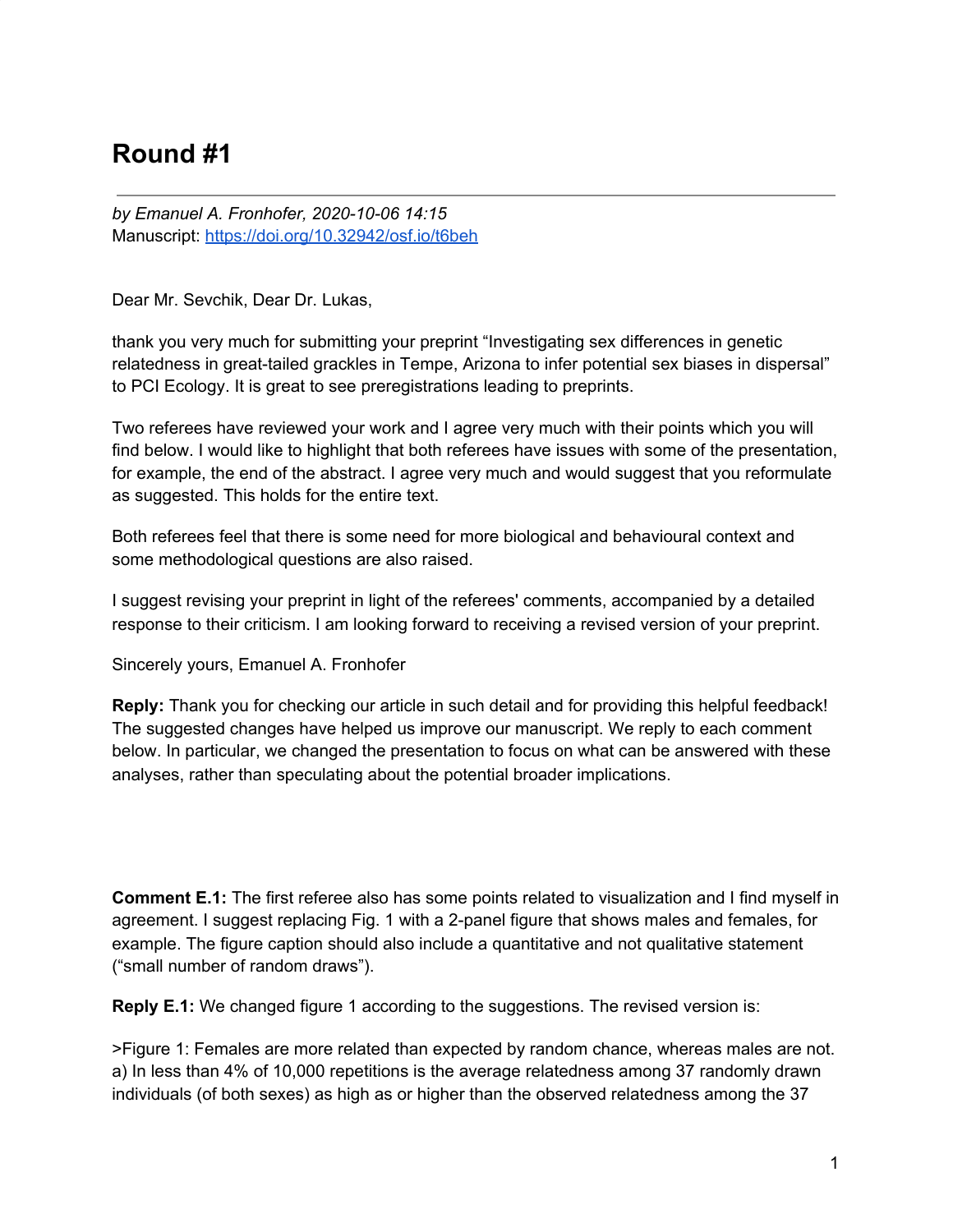# Round #1

---

*by Emanuel A. Fronhofer, 2020-10-06 14:15*
Manuscript: https://doi.org/10.32942/osf.io/t6beh

Dear Mr. Sevchik, Dear Dr. Lukas,

thank you very much for submitting your preprint "Investigating sex differences in genetic relatedness in great-tailed grackles in Tempe, Arizona to infer potential sex biases in dispersal" to PCI Ecology. It is great to see preregistrations leading to preprints.

Two referees have reviewed your work and I agree very much with their points which you will find below. I would like to highlight that both referees have issues with some of the presentation, for example, the end of the abstract. I agree very much and would suggest that you reformulate as suggested. This holds for the entire text.

Both referees feel that there is some need for more biological and behavioural context and some methodological questions are also raised.

I suggest revising your preprint in light of the referees' comments, accompanied by a detailed response to their criticism. I am looking forward to receiving a revised version of your preprint.

Sincerely yours, Emanuel A. Fronhofer

**Reply:** Thank you for checking our article in such detail and for providing this helpful feedback! The suggested changes have helped us improve our manuscript. We reply to each comment below. In particular, we changed the presentation to focus on what can be answered with these analyses, rather than speculating about the potential broader implications.

**Comment E.1:** The first referee also has some points related to visualization and I find myself in agreement. I suggest replacing Fig. 1 with a 2-panel figure that shows males and females, for example. The figure caption should also include a quantitative and not qualitative statement ("small number of random draws").

**Reply E.1:** We changed figure 1 according to the suggestions. The revised version is:

>Figure 1: Females are more related than expected by random chance, whereas males are not. a) In less than 4% of 10,000 repetitions is the average relatedness among 37 randomly drawn individuals (of both sexes) as high as or higher than the observed relatedness among the 37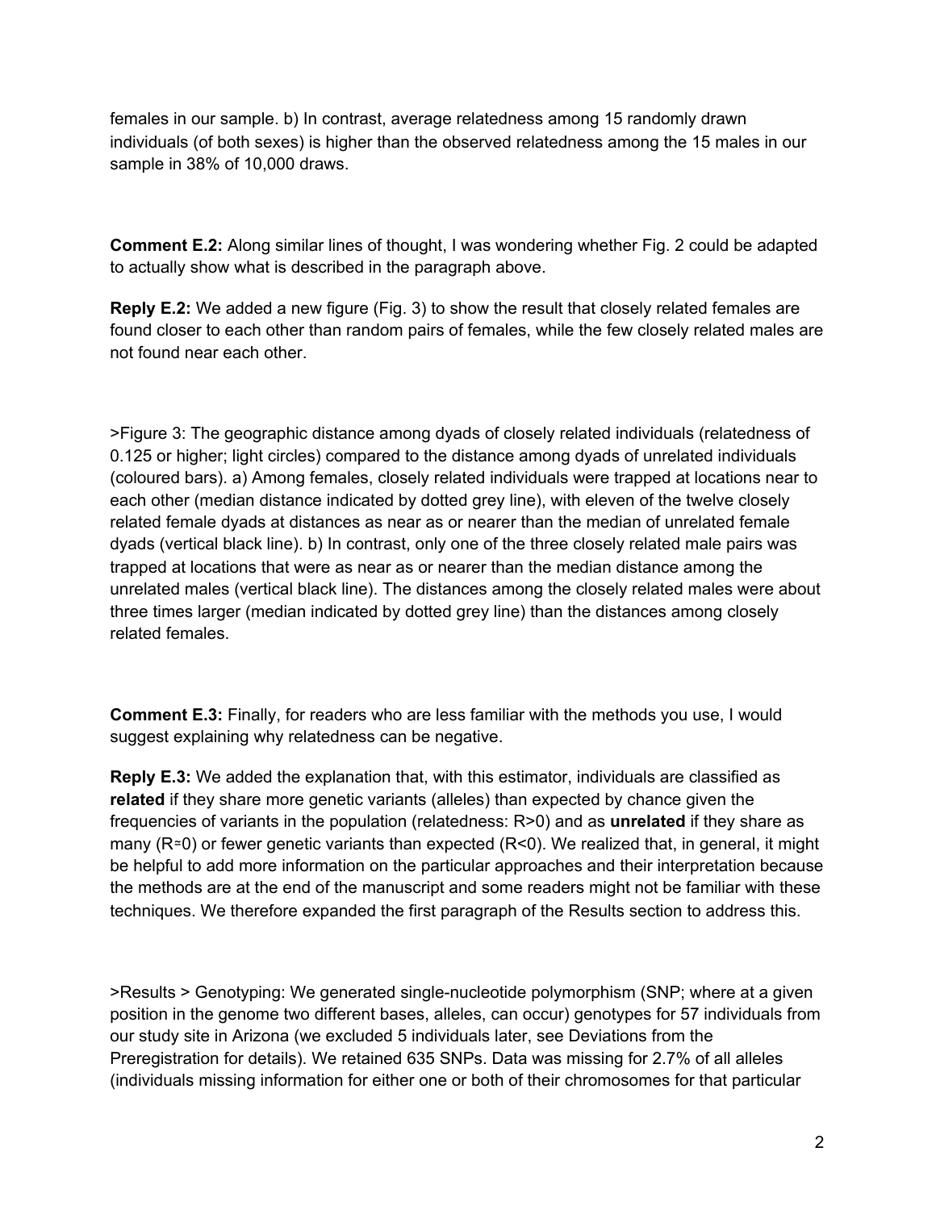females in our sample. b) In contrast, average relatedness among 15 randomly drawn individuals (of both sexes) is higher than the observed relatedness among the 15 males in our sample in 38% of 10,000 draws.

**Comment E.2:** Along similar lines of thought, I was wondering whether Fig. 2 could be adapted to actually show what is described in the paragraph above.

**Reply E.2:** We added a new figure (Fig. 3) to show the result that closely related females are found closer to each other than random pairs of females, while the few closely related males are not found near each other.

>Figure 3: The geographic distance among dyads of closely related individuals (relatedness of 0.125 or higher; light circles) compared to the distance among dyads of unrelated individuals (coloured bars). a) Among females, closely related individuals were trapped at locations near to each other (median distance indicated by dotted grey line), with eleven of the twelve closely related female dyads at distances as near as or nearer than the median of unrelated female dyads (vertical black line). b) In contrast, only one of the three closely related male pairs was trapped at locations that were as near as or nearer than the median distance among the unrelated males (vertical black line). The distances among the closely related males were about three times larger (median indicated by dotted grey line) than the distances among closely related females.

**Comment E.3:** Finally, for readers who are less familiar with the methods you use, I would suggest explaining why relatedness can be negative.

**Reply E.3:** We added the explanation that, with this estimator, individuals are classified as **related** if they share more genetic variants (alleles) than expected by chance given the frequencies of variants in the population (relatedness: R>0) and as **unrelated** if they share as many (R≈0) or fewer genetic variants than expected (R<0). We realized that, in general, it might be helpful to add more information on the particular approaches and their interpretation because the methods are at the end of the manuscript and some readers might not be familiar with these techniques. We therefore expanded the first paragraph of the Results section to address this.

>Results > Genotyping: We generated single-nucleotide polymorphism (SNP; where at a given position in the genome two different bases, alleles, can occur) genotypes for 57 individuals from our study site in Arizona (we excluded 5 individuals later, see Deviations from the Preregistration for details). We retained 635 SNPs. Data was missing for 2.7% of all alleles (individuals missing information for either one or both of their chromosomes for that particular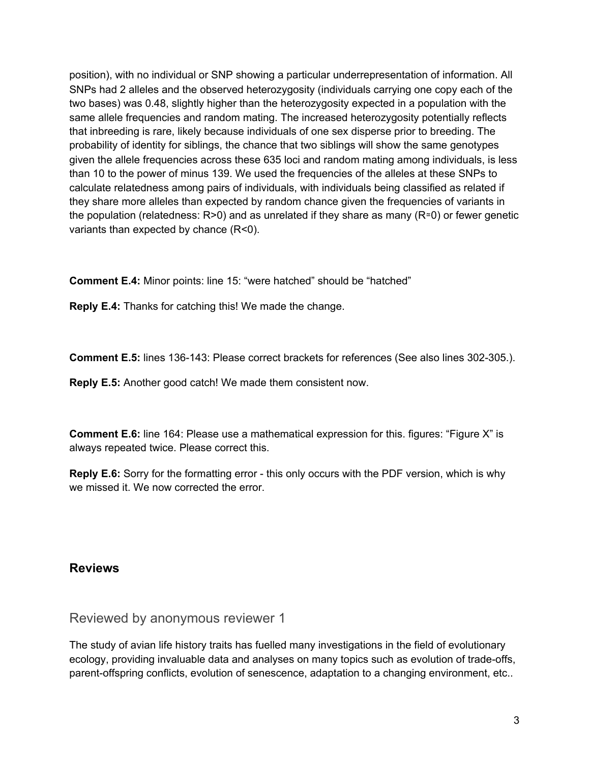position), with no individual or SNP showing a particular underrepresentation of information. All SNPs had 2 alleles and the observed heterozygosity (individuals carrying one copy each of the two bases) was 0.48, slightly higher than the heterozygosity expected in a population with the same allele frequencies and random mating. The increased heterozygosity potentially reflects that inbreeding is rare, likely because individuals of one sex disperse prior to breeding. The probability of identity for siblings, the chance that two siblings will show the same genotypes given the allele frequencies across these 635 loci and random mating among individuals, is less than 10 to the power of minus 139. We used the frequencies of the alleles at these SNPs to calculate relatedness among pairs of individuals, with individuals being classified as related if they share more alleles than expected by random chance given the frequencies of variants in the population (relatedness: $R>0$) and as unrelated if they share as many ($R≈0$) or fewer genetic variants than expected by chance ($R<0$).

**Comment E.4:** Minor points: line 15: "were hatched" should be "hatched"

**Reply E.4:** Thanks for catching this! We made the change.

**Comment E.5:** lines 136-143: Please correct brackets for references (See also lines 302-305.).

**Reply E.5:** Another good catch! We made them consistent now.

**Comment E.6:** line 164: Please use a mathematical expression for this. figures: "Figure X" is always repeated twice. Please correct this.

**Reply E.6:** Sorry for the formatting error - this only occurs with the PDF version, which is why we missed it. We now corrected the error.

## Reviews

### Reviewed by anonymous reviewer 1

The study of avian life history traits has fuelled many investigations in the field of evolutionary ecology, providing invaluable data and analyses on many topics such as evolution of trade-offs, parent-offspring conflicts, evolution of senescence, adaptation to a changing environment, etc..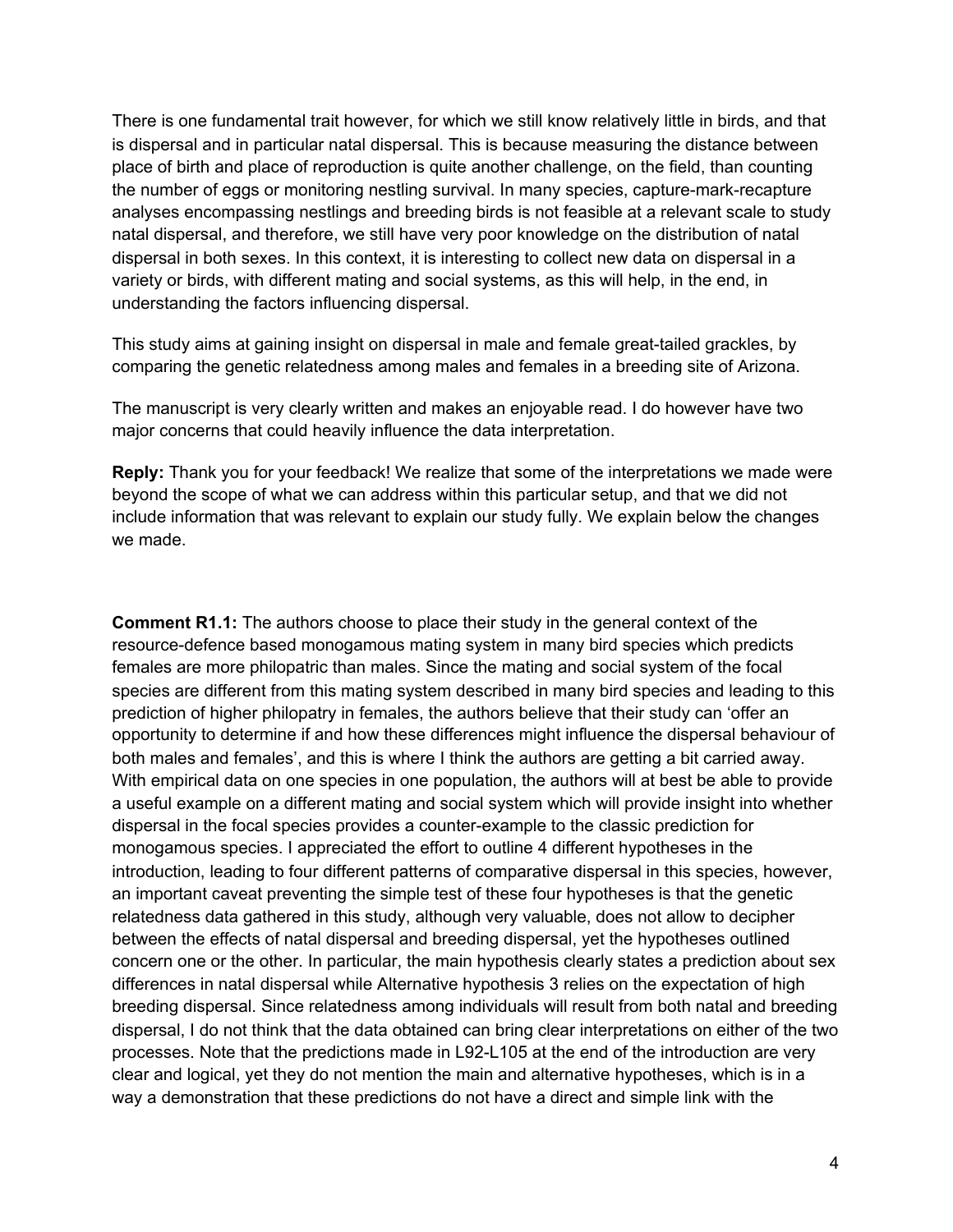There is one fundamental trait however, for which we still know relatively little in birds, and that is dispersal and in particular natal dispersal. This is because measuring the distance between place of birth and place of reproduction is quite another challenge, on the field, than counting the number of eggs or monitoring nestling survival. In many species, capture-mark-recapture analyses encompassing nestlings and breeding birds is not feasible at a relevant scale to study natal dispersal, and therefore, we still have very poor knowledge on the distribution of natal dispersal in both sexes. In this context, it is interesting to collect new data on dispersal in a variety or birds, with different mating and social systems, as this will help, in the end, in understanding the factors influencing dispersal.

This study aims at gaining insight on dispersal in male and female great-tailed grackles, by comparing the genetic relatedness among males and females in a breeding site of Arizona.

The manuscript is very clearly written and makes an enjoyable read. I do however have two major concerns that could heavily influence the data interpretation.

**Reply:** Thank you for your feedback! We realize that some of the interpretations we made were beyond the scope of what we can address within this particular setup, and that we did not include information that was relevant to explain our study fully. We explain below the changes we made.

**Comment R1.1:** The authors choose to place their study in the general context of the resource-defence based monogamous mating system in many bird species which predicts females are more philopatric than males. Since the mating and social system of the focal species are different from this mating system described in many bird species and leading to this prediction of higher philopatry in females, the authors believe that their study can 'offer an opportunity to determine if and how these differences might influence the dispersal behaviour of both males and females', and this is where I think the authors are getting a bit carried away. With empirical data on one species in one population, the authors will at best be able to provide a useful example on a different mating and social system which will provide insight into whether dispersal in the focal species provides a counter-example to the classic prediction for monogamous species. I appreciated the effort to outline 4 different hypotheses in the introduction, leading to four different patterns of comparative dispersal in this species, however, an important caveat preventing the simple test of these four hypotheses is that the genetic relatedness data gathered in this study, although very valuable, does not allow to decipher between the effects of natal dispersal and breeding dispersal, yet the hypotheses outlined concern one or the other. In particular, the main hypothesis clearly states a prediction about sex differences in natal dispersal while Alternative hypothesis 3 relies on the expectation of high breeding dispersal. Since relatedness among individuals will result from both natal and breeding dispersal, I do not think that the data obtained can bring clear interpretations on either of the two processes. Note that the predictions made in L92-L105 at the end of the introduction are very clear and logical, yet they do not mention the main and alternative hypotheses, which is in a way a demonstration that these predictions do not have a direct and simple link with the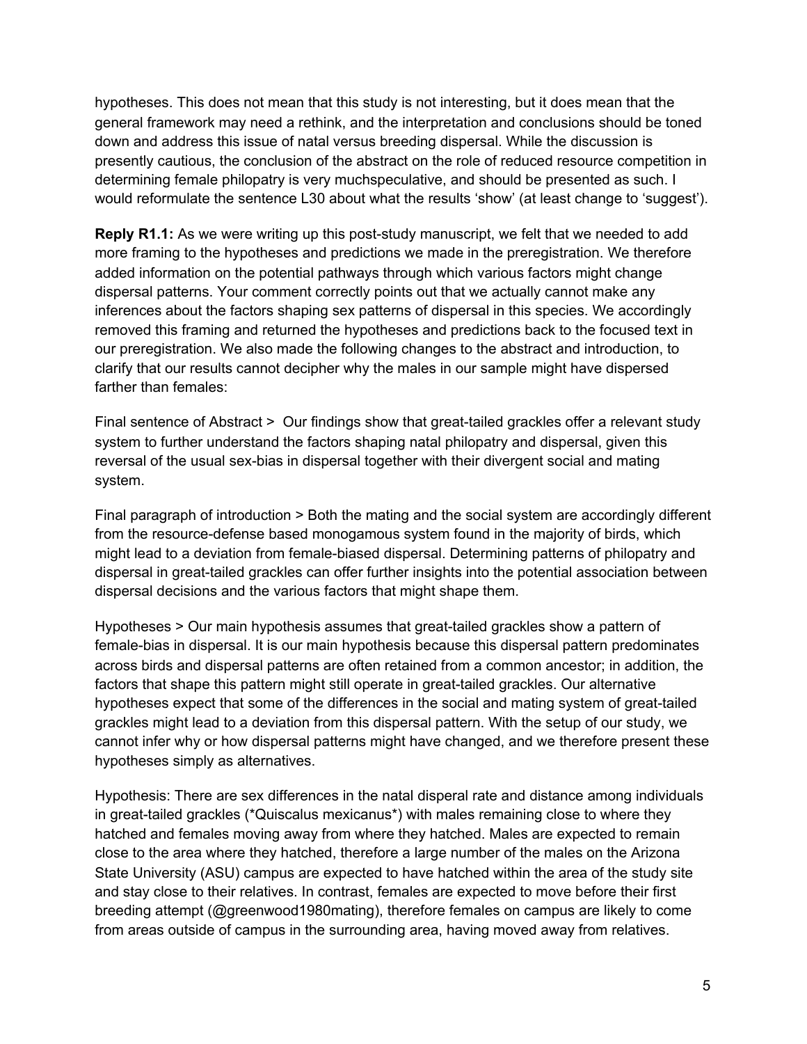hypotheses. This does not mean that this study is not interesting, but it does mean that the general framework may need a rethink, and the interpretation and conclusions should be toned down and address this issue of natal versus breeding dispersal. While the discussion is presently cautious, the conclusion of the abstract on the role of reduced resource competition in determining female philopatry is very muchspeculative, and should be presented as such. I would reformulate the sentence L30 about what the results ‘show’ (at least change to ‘suggest’).

**Reply R1.1:** As we were writing up this post-study manuscript, we felt that we needed to add more framing to the hypotheses and predictions we made in the preregistration. We therefore added information on the potential pathways through which various factors might change dispersal patterns. Your comment correctly points out that we actually cannot make any inferences about the factors shaping sex patterns of dispersal in this species. We accordingly removed this framing and returned the hypotheses and predictions back to the focused text in our preregistration. We also made the following changes to the abstract and introduction, to clarify that our results cannot decipher why the males in our sample might have dispersed farther than females:

Final sentence of Abstract > Our findings show that great-tailed grackles offer a relevant study system to further understand the factors shaping natal philopatry and dispersal, given this reversal of the usual sex-bias in dispersal together with their divergent social and mating system.

Final paragraph of introduction > Both the mating and the social system are accordingly different from the resource-defense based monogamous system found in the majority of birds, which might lead to a deviation from female-biased dispersal. Determining patterns of philopatry and dispersal in great-tailed grackles can offer further insights into the potential association between dispersal decisions and the various factors that might shape them.

Hypotheses > Our main hypothesis assumes that great-tailed grackles show a pattern of female-bias in dispersal. It is our main hypothesis because this dispersal pattern predominates across birds and dispersal patterns are often retained from a common ancestor; in addition, the factors that shape this pattern might still operate in great-tailed grackles. Our alternative hypotheses expect that some of the differences in the social and mating system of great-tailed grackles might lead to a deviation from this dispersal pattern. With the setup of our study, we cannot infer why or how dispersal patterns might have changed, and we therefore present these hypotheses simply as alternatives.

Hypothesis: There are sex differences in the natal disperal rate and distance among individuals in great-tailed grackles (*Quiscalus mexicanus*) with males remaining close to where they hatched and females moving away from where they hatched. Males are expected to remain close to the area where they hatched, therefore a large number of the males on the Arizona State University (ASU) campus are expected to have hatched within the area of the study site and stay close to their relatives. In contrast, females are expected to move before their first breeding attempt (@greenwood1980mating), therefore females on campus are likely to come from areas outside of campus in the surrounding area, having moved away from relatives.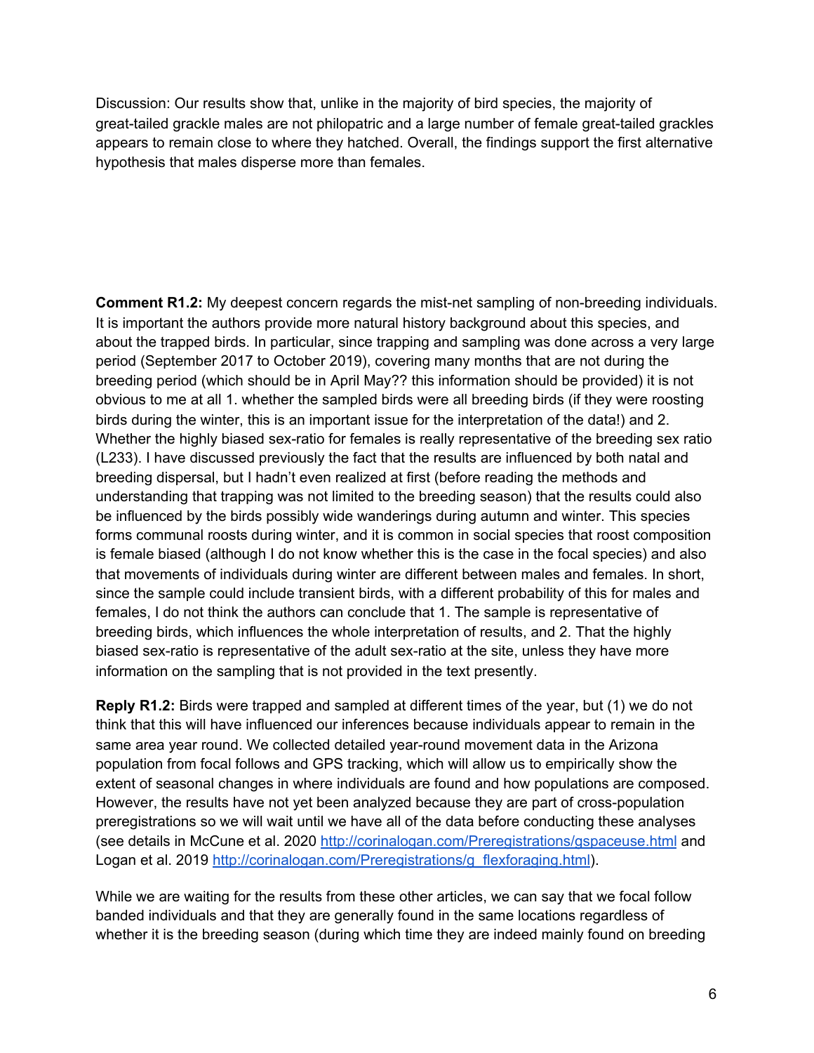Discussion: Our results show that, unlike in the majority of bird species, the majority of great-tailed grackle males are not philopatric and a large number of female great-tailed grackles appears to remain close to where they hatched. Overall, the findings support the first alternative hypothesis that males disperse more than females.

**Comment R1.2:** My deepest concern regards the mist-net sampling of non-breeding individuals. It is important the authors provide more natural history background about this species, and about the trapped birds. In particular, since trapping and sampling was done across a very large period (September 2017 to October 2019), covering many months that are not during the breeding period (which should be in April May?? this information should be provided) it is not obvious to me at all 1. whether the sampled birds were all breeding birds (if they were roosting birds during the winter, this is an important issue for the interpretation of the data!) and 2. Whether the highly biased sex-ratio for females is really representative of the breeding sex ratio (L233). I have discussed previously the fact that the results are influenced by both natal and breeding dispersal, but I hadn't even realized at first (before reading the methods and understanding that trapping was not limited to the breeding season) that the results could also be influenced by the birds possibly wide wanderings during autumn and winter. This species forms communal roosts during winter, and it is common in social species that roost composition is female biased (although I do not know whether this is the case in the focal species) and also that movements of individuals during winter are different between males and females. In short, since the sample could include transient birds, with a different probability of this for males and females, I do not think the authors can conclude that 1. The sample is representative of breeding birds, which influences the whole interpretation of results, and 2. That the highly biased sex-ratio is representative of the adult sex-ratio at the site, unless they have more information on the sampling that is not provided in the text presently.

**Reply R1.2:** Birds were trapped and sampled at different times of the year, but (1) we do not think that this will have influenced our inferences because individuals appear to remain in the same area year round. We collected detailed year-round movement data in the Arizona population from focal follows and GPS tracking, which will allow us to empirically show the extent of seasonal changes in where individuals are found and how populations are composed. However, the results have not yet been analyzed because they are part of cross-population preregistrations so we will wait until we have all of the data before conducting these analyses (see details in McCune et al. 2020 http://corinalogan.com/Preregistrations/gspaceuse.html and Logan et al. 2019 http://corinalogan.com/Preregistrations/g_flexforaging.html).

While we are waiting for the results from these other articles, we can say that we focal follow banded individuals and that they are generally found in the same locations regardless of whether it is the breeding season (during which time they are indeed mainly found on breeding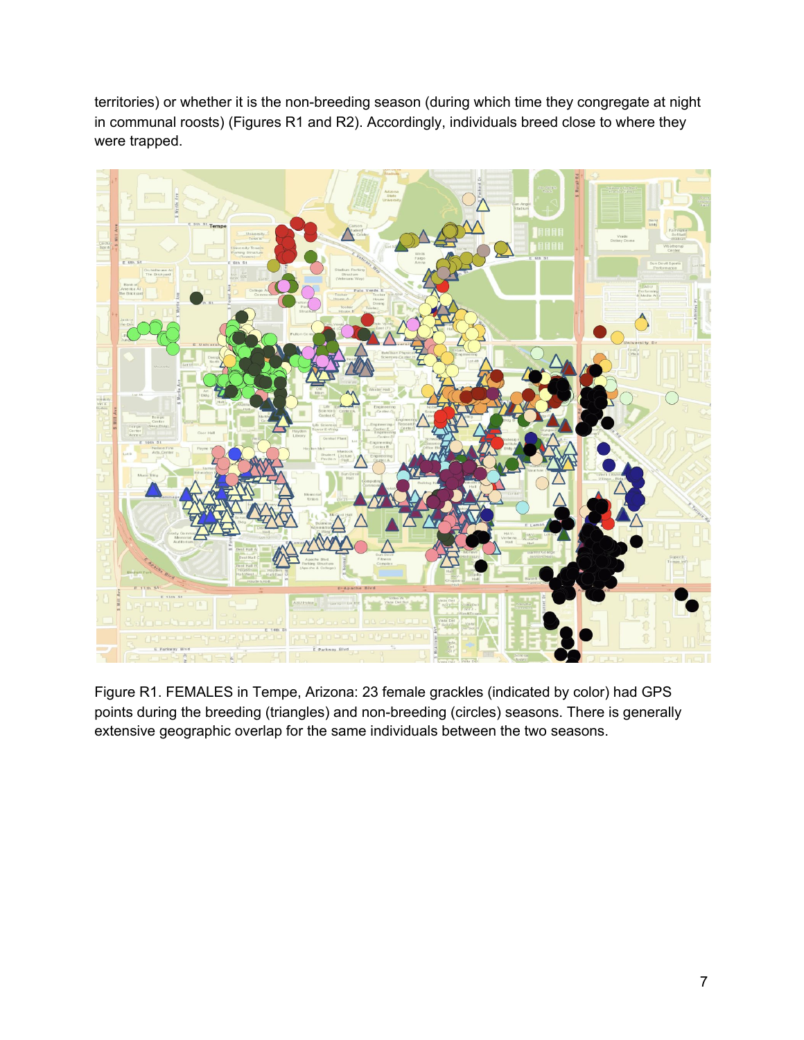territories) or whether it is the non-breeding season (during which time they congregate at night in communal roosts) (Figures R1 and R2). Accordingly, individuals breed close to where they were trapped.

Figure R1. FEMALES in Tempe, Arizona: 23 female grackles (indicated by color) had GPS points during the breeding (triangles) and non-breeding (circles) seasons. There is generally extensive geographic overlap for the same individuals between the two seasons.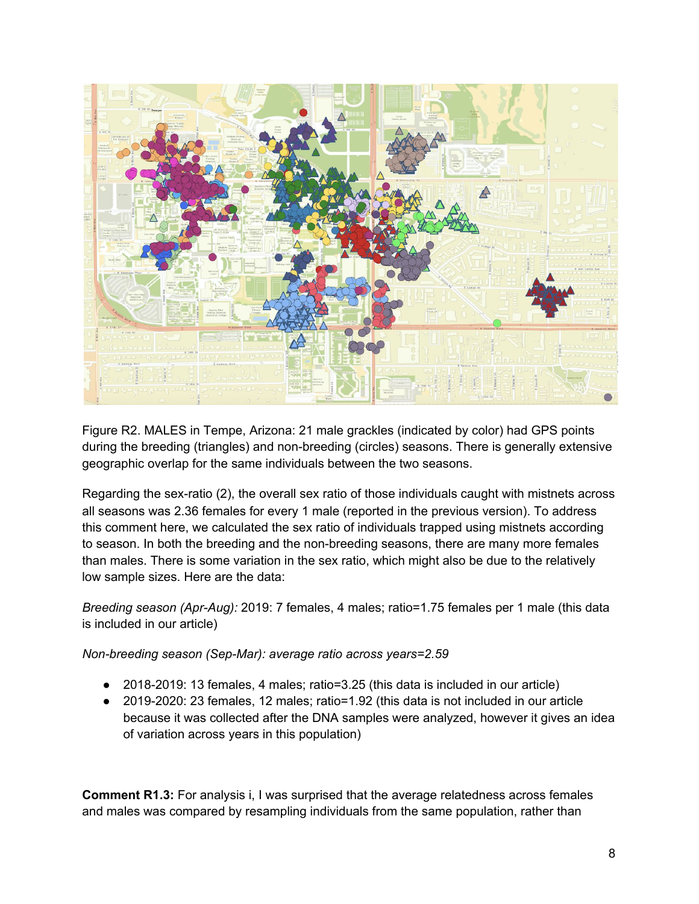Figure R2. MALES in Tempe, Arizona: 21 male grackles (indicated by color) had GPS points during the breeding (triangles) and non-breeding (circles) seasons. There is generally extensive geographic overlap for the same individuals between the two seasons.

Regarding the sex-ratio (2), the overall sex ratio of those individuals caught with mistnets across all seasons was 2.36 females for every 1 male (reported in the previous version). To address this comment here, we calculated the sex ratio of individuals trapped using mistnets according to season. In both the breeding and the non-breeding seasons, there are many more females than males. There is some variation in the sex ratio, which might also be due to the relatively low sample sizes. Here are the data:

*Breeding season (Apr-Aug):* 2019: 7 females, 4 males; ratio=1.75 females per 1 male (this data is included in our article)

*Non-breeding season (Sep-Mar): average ratio across years=2.59*

- 2018-2019: 13 females, 4 males; ratio=3.25 (this data is included in our article)
- 2019-2020: 23 females, 12 males; ratio=1.92 (this data is not included in our article because it was collected after the DNA samples were analyzed, however it gives an idea of variation across years in this population)

**Comment R1.3:** For analysis i, I was surprised that the average relatedness across females and males was compared by resampling individuals from the same population, rather than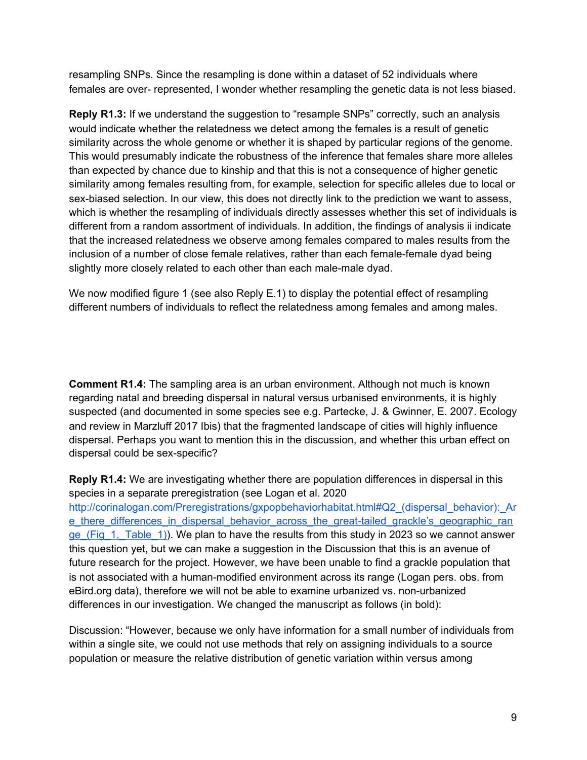resampling SNPs. Since the resampling is done within a dataset of 52 individuals where females are over- represented, I wonder whether resampling the genetic data is not less biased.

**Reply R1.3:** If we understand the suggestion to "resample SNPs" correctly, such an analysis would indicate whether the relatedness we detect among the females is a result of genetic similarity across the whole genome or whether it is shaped by particular regions of the genome. This would presumably indicate the robustness of the inference that females share more alleles than expected by chance due to kinship and that this is not a consequence of higher genetic similarity among females resulting from, for example, selection for specific alleles due to local or sex-biased selection. In our view, this does not directly link to the prediction we want to assess, which is whether the resampling of individuals directly assesses whether this set of individuals is different from a random assortment of individuals. In addition, the findings of analysis ii indicate that the increased relatedness we observe among females compared to males results from the inclusion of a number of close female relatives, rather than each female-female dyad being slightly more closely related to each other than each male-male dyad.

We now modified figure 1 (see also Reply E.1) to display the potential effect of resampling different numbers of individuals to reflect the relatedness among females and among males.

**Comment R1.4:** The sampling area is an urban environment. Although not much is known regarding natal and breeding dispersal in natural versus urbanised environments, it is highly suspected (and documented in some species see e.g. Partecke, J. & Gwinner, E. 2007. Ecology and review in Marzluff 2017 Ibis) that the fragmented landscape of cities will highly influence dispersal. Perhaps you want to mention this in the discussion, and whether this urban effect on dispersal could be sex-specific?

**Reply R1.4:** We are investigating whether there are population differences in dispersal in this species in a separate preregistration (see Logan et al. 2020 [http://corinalogan.com/Preregistrations/gxpopbehaviorhabitat.html#Q2_(dispersal_behavior):_Are_there_differences_in_dispersal_behavior_across_the_great-tailed_grackle's_geographic_range_(Fig_1,_Table_1)](http://corinalogan.com/Preregistrations/gxpopbehaviorhabitat.html#Q2_(dispersal_behavior):_Are_there_differences_in_dispersal_behavior_across_the_great-tailed_grackle's_geographic_range_(Fig_1,_Table_1))). We plan to have the results from this study in 2023 so we cannot answer this question yet, but we can make a suggestion in the Discussion that this is an avenue of future research for the project. However, we have been unable to find a grackle population that is not associated with a human-modified environment across its range (Logan pers. obs. from eBird.org data), therefore we will not be able to examine urbanized vs. non-urbanized differences in our investigation. We changed the manuscript as follows (in bold):

Discussion: "However, because we only have information for a small number of individuals from within a single site, we could not use methods that rely on assigning individuals to a source population or measure the relative distribution of genetic variation within versus among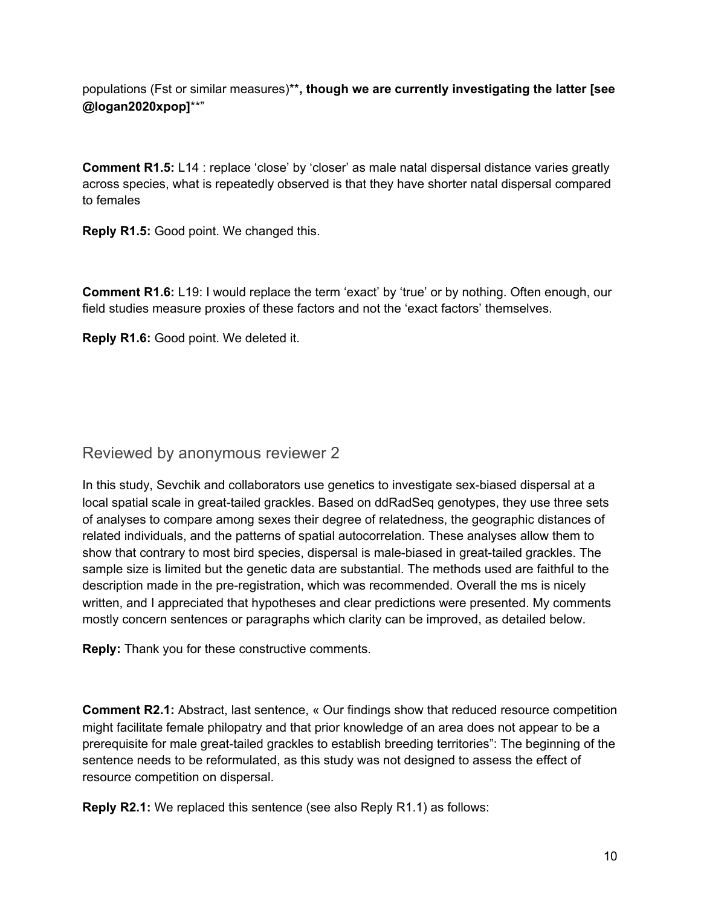populations (Fst or similar measures)****, though we are currently investigating the latter [see @logan2020xpop]****"

**Comment R1.5:** L14 : replace 'close' by 'closer' as male natal dispersal distance varies greatly across species, what is repeatedly observed is that they have shorter natal dispersal compared to females

**Reply R1.5:** Good point. We changed this.

**Comment R1.6:** L19: I would replace the term 'exact' by 'true' or by nothing. Often enough, our field studies measure proxies of these factors and not the 'exact factors' themselves.

**Reply R1.6:** Good point. We deleted it.

## Reviewed by anonymous reviewer 2

In this study, Sevchik and collaborators use genetics to investigate sex-biased dispersal at a local spatial scale in great-tailed grackles. Based on ddRadSeq genotypes, they use three sets of analyses to compare among sexes their degree of relatedness, the geographic distances of related individuals, and the patterns of spatial autocorrelation. These analyses allow them to show that contrary to most bird species, dispersal is male-biased in great-tailed grackles. The sample size is limited but the genetic data are substantial. The methods used are faithful to the description made in the pre-registration, which was recommended. Overall the ms is nicely written, and I appreciated that hypotheses and clear predictions were presented. My comments mostly concern sentences or paragraphs which clarity can be improved, as detailed below.

**Reply:** Thank you for these constructive comments.

**Comment R2.1:** Abstract, last sentence, « Our findings show that reduced resource competition might facilitate female philopatry and that prior knowledge of an area does not appear to be a prerequisite for male great-tailed grackles to establish breeding territories": The beginning of the sentence needs to be reformulated, as this study was not designed to assess the effect of resource competition on dispersal.

**Reply R2.1:** We replaced this sentence (see also Reply R1.1) as follows: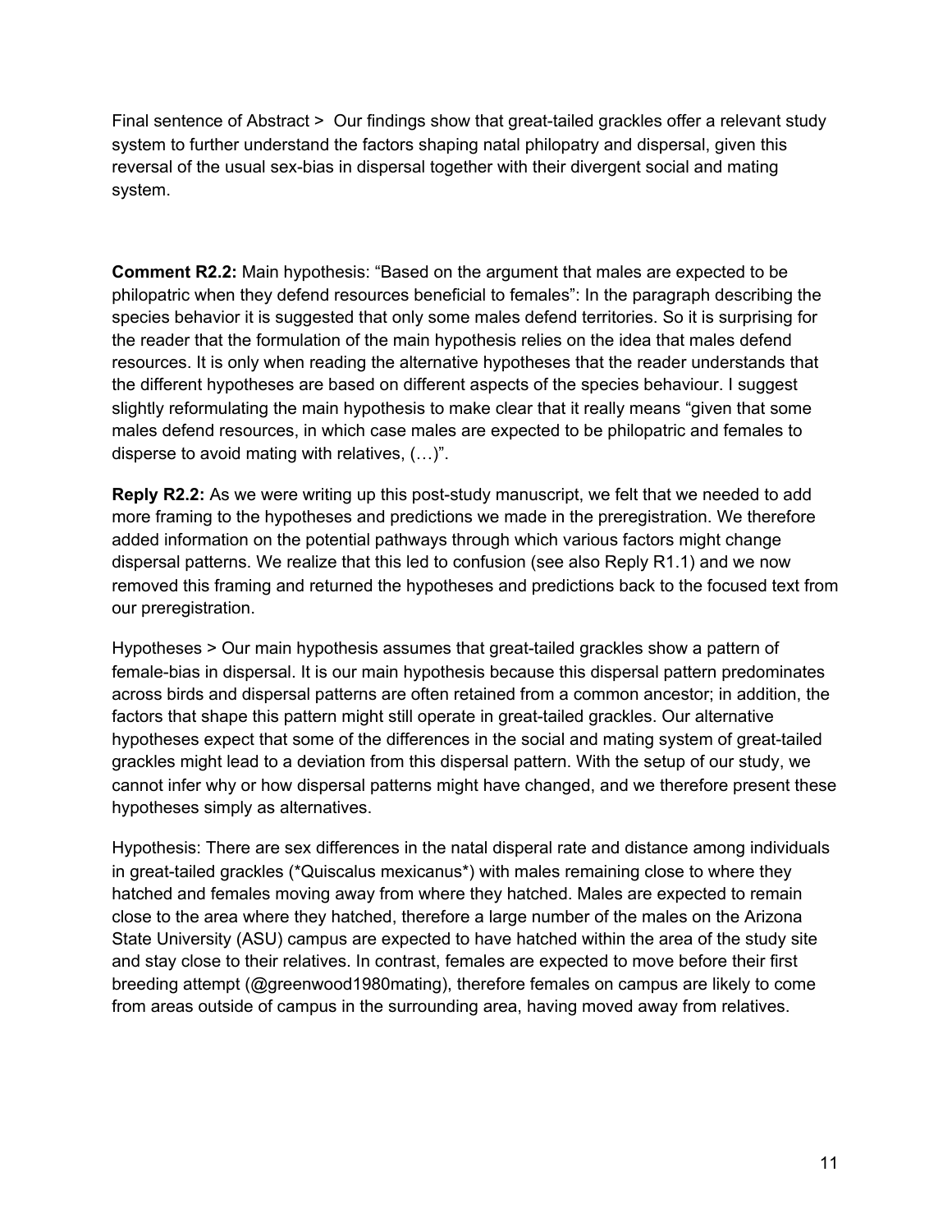Final sentence of Abstract > Our findings show that great-tailed grackles offer a relevant study system to further understand the factors shaping natal philopatry and dispersal, given this reversal of the usual sex-bias in dispersal together with their divergent social and mating system.

**Comment R2.2:** Main hypothesis: "Based on the argument that males are expected to be philopatric when they defend resources beneficial to females": In the paragraph describing the species behavior it is suggested that only some males defend territories. So it is surprising for the reader that the formulation of the main hypothesis relies on the idea that males defend resources. It is only when reading the alternative hypotheses that the reader understands that the different hypotheses are based on different aspects of the species behaviour. I suggest slightly reformulating the main hypothesis to make clear that it really means "given that some males defend resources, in which case males are expected to be philopatric and females to disperse to avoid mating with relatives, (…)".

**Reply R2.2:** As we were writing up this post-study manuscript, we felt that we needed to add more framing to the hypotheses and predictions we made in the preregistration. We therefore added information on the potential pathways through which various factors might change dispersal patterns. We realize that this led to confusion (see also Reply R1.1) and we now removed this framing and returned the hypotheses and predictions back to the focused text from our preregistration.

Hypotheses > Our main hypothesis assumes that great-tailed grackles show a pattern of female-bias in dispersal. It is our main hypothesis because this dispersal pattern predominates across birds and dispersal patterns are often retained from a common ancestor; in addition, the factors that shape this pattern might still operate in great-tailed grackles. Our alternative hypotheses expect that some of the differences in the social and mating system of great-tailed grackles might lead to a deviation from this dispersal pattern. With the setup of our study, we cannot infer why or how dispersal patterns might have changed, and we therefore present these hypotheses simply as alternatives.

Hypothesis: There are sex differences in the natal disperal rate and distance among individuals in great-tailed grackles (*Quiscalus mexicanus*) with males remaining close to where they hatched and females moving away from where they hatched. Males are expected to remain close to the area where they hatched, therefore a large number of the males on the Arizona State University (ASU) campus are expected to have hatched within the area of the study site and stay close to their relatives. In contrast, females are expected to move before their first breeding attempt (@greenwood1980mating), therefore females on campus are likely to come from areas outside of campus in the surrounding area, having moved away from relatives.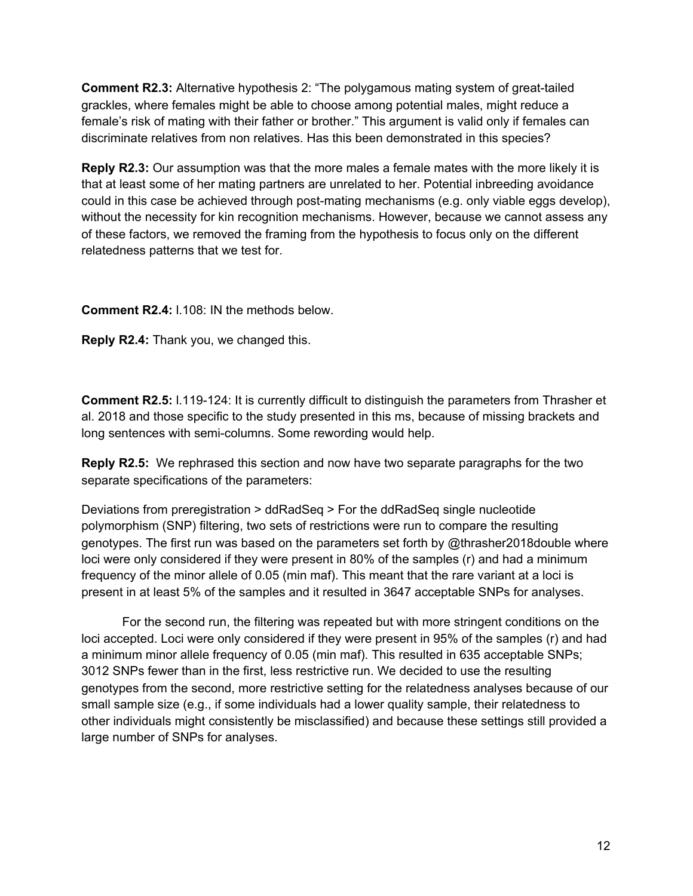**Comment R2.3:** Alternative hypothesis 2: “The polygamous mating system of great-tailed grackles, where females might be able to choose among potential males, might reduce a female’s risk of mating with their father or brother.” This argument is valid only if females can discriminate relatives from non relatives. Has this been demonstrated in this species?

**Reply R2.3:** Our assumption was that the more males a female mates with the more likely it is that at least some of her mating partners are unrelated to her. Potential inbreeding avoidance could in this case be achieved through post-mating mechanisms (e.g. only viable eggs develop), without the necessity for kin recognition mechanisms. However, because we cannot assess any of these factors, we removed the framing from the hypothesis to focus only on the different relatedness patterns that we test for.

**Comment R2.4:** l.108: IN the methods below.

**Reply R2.4:** Thank you, we changed this.

**Comment R2.5:** l.119-124: It is currently difficult to distinguish the parameters from Thrasher et al. 2018 and those specific to the study presented in this ms, because of missing brackets and long sentences with semi-columns. Some rewording would help.

**Reply R2.5:** We rephrased this section and now have two separate paragraphs for the two separate specifications of the parameters:

Deviations from preregistration > ddRadSeq > For the ddRadSeq single nucleotide polymorphism (SNP) filtering, two sets of restrictions were run to compare the resulting genotypes. The first run was based on the parameters set forth by @thrasher2018double where loci were only considered if they were present in 80% of the samples (r) and had a minimum frequency of the minor allele of 0.05 (min maf). This meant that the rare variant at a loci is present in at least 5% of the samples and it resulted in 3647 acceptable SNPs for analyses.

For the second run, the filtering was repeated but with more stringent conditions on the loci accepted. Loci were only considered if they were present in 95% of the samples (r) and had a minimum minor allele frequency of 0.05 (min maf). This resulted in 635 acceptable SNPs; 3012 SNPs fewer than in the first, less restrictive run. We decided to use the resulting genotypes from the second, more restrictive setting for the relatedness analyses because of our small sample size (e.g., if some individuals had a lower quality sample, their relatedness to other individuals might consistently be misclassified) and because these settings still provided a large number of SNPs for analyses.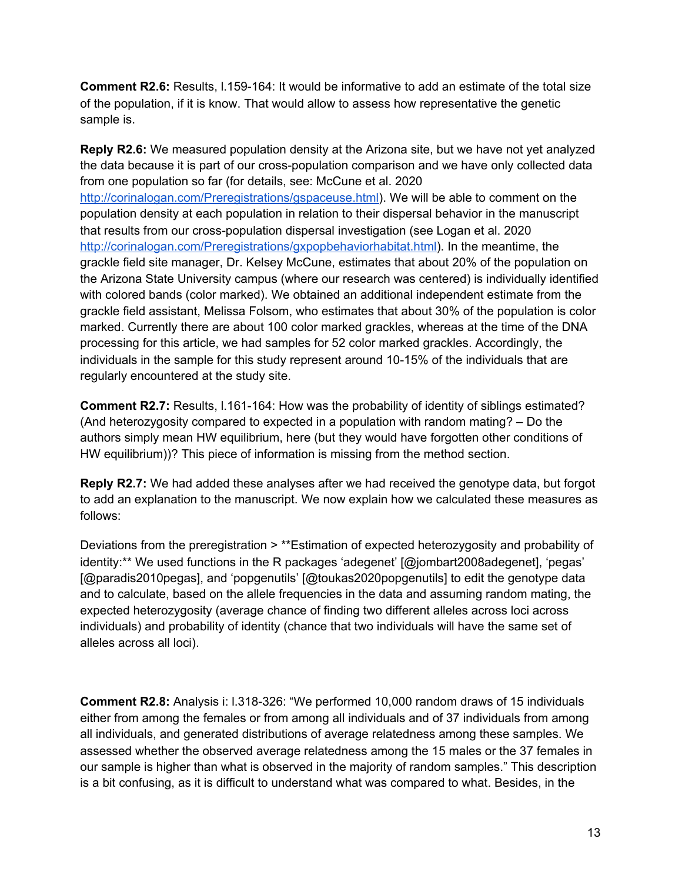**Comment R2.6:** Results, l.159-164: It would be informative to add an estimate of the total size of the population, if it is know. That would allow to assess how representative the genetic sample is.

**Reply R2.6:** We measured population density at the Arizona site, but we have not yet analyzed the data because it is part of our cross-population comparison and we have only collected data from one population so far (for details, see: McCune et al. 2020 [http://corinalogan.com/Preregistrations/gspaceuse.html](http://corinalogan.com/Preregistrations/gspaceuse.html)). We will be able to comment on the population density at each population in relation to their dispersal behavior in the manuscript that results from our cross-population dispersal investigation (see Logan et al. 2020 [http://corinalogan.com/Preregistrations/gxpopbehaviorhabitat.html](http://corinalogan.com/Preregistrations/gxpopbehaviorhabitat.html)). In the meantime, the grackle field site manager, Dr. Kelsey McCune, estimates that about 20% of the population on the Arizona State University campus (where our research was centered) is individually identified with colored bands (color marked). We obtained an additional independent estimate from the grackle field assistant, Melissa Folsom, who estimates that about 30% of the population is color marked. Currently there are about 100 color marked grackles, whereas at the time of the DNA processing for this article, we had samples for 52 color marked grackles. Accordingly, the individuals in the sample for this study represent around 10-15% of the individuals that are regularly encountered at the study site.

**Comment R2.7:** Results, l.161-164: How was the probability of identity of siblings estimated? (And heterozygosity compared to expected in a population with random mating? – Do the authors simply mean HW equilibrium, here (but they would have forgotten other conditions of HW equilibrium))? This piece of information is missing from the method section.

**Reply R2.7:** We had added these analyses after we had received the genotype data, but forgot to add an explanation to the manuscript. We now explain how we calculated these measures as follows:

Deviations from the preregistration > **Estimation of expected heterozygosity and probability of identity:** We used functions in the R packages 'adegenet' [@jombart2008adegenet], 'pegas' [@paradis2010pegas], and 'popgenutils' [@toukas2020popgenutils] to edit the genotype data and to calculate, based on the allele frequencies in the data and assuming random mating, the expected heterozygosity (average chance of finding two different alleles across loci across individuals) and probability of identity (chance that two individuals will have the same set of alleles across all loci).

**Comment R2.8:** Analysis i: l.318-326: "We performed 10,000 random draws of 15 individuals either from among the females or from among all individuals and of 37 individuals from among all individuals, and generated distributions of average relatedness among these samples. We assessed whether the observed average relatedness among the 15 males or the 37 females in our sample is higher than what is observed in the majority of random samples." This description is a bit confusing, as it is difficult to understand what was compared to what. Besides, in the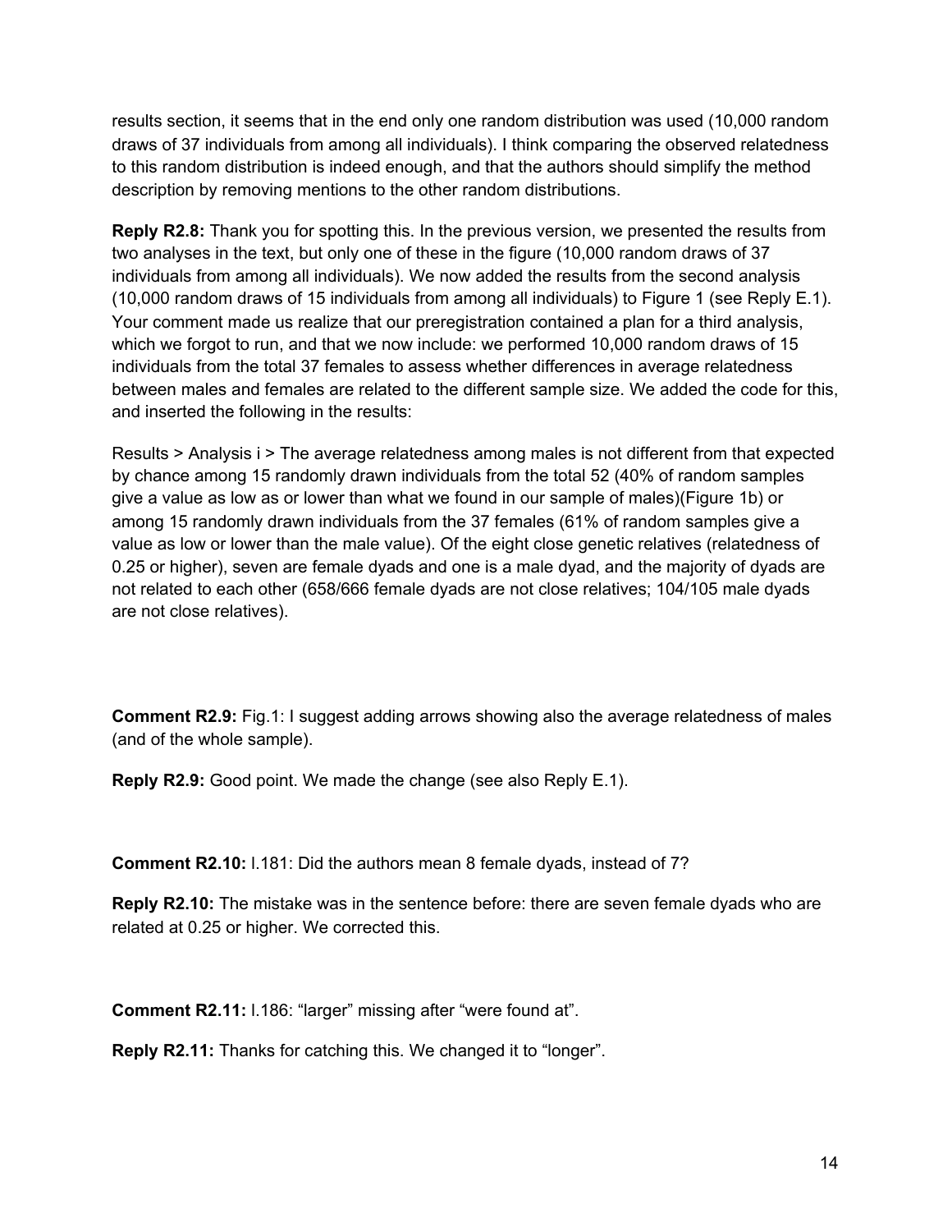results section, it seems that in the end only one random distribution was used (10,000 random draws of 37 individuals from among all individuals). I think comparing the observed relatedness to this random distribution is indeed enough, and that the authors should simplify the method description by removing mentions to the other random distributions.

**Reply R2.8:** Thank you for spotting this. In the previous version, we presented the results from two analyses in the text, but only one of these in the figure (10,000 random draws of 37 individuals from among all individuals). We now added the results from the second analysis (10,000 random draws of 15 individuals from among all individuals) to Figure 1 (see Reply E.1). Your comment made us realize that our preregistration contained a plan for a third analysis, which we forgot to run, and that we now include: we performed 10,000 random draws of 15 individuals from the total 37 females to assess whether differences in average relatedness between males and females are related to the different sample size. We added the code for this, and inserted the following in the results:

Results > Analysis i > The average relatedness among males is not different from that expected by chance among 15 randomly drawn individuals from the total 52 (40% of random samples give a value as low as or lower than what we found in our sample of males)(Figure 1b) or among 15 randomly drawn individuals from the 37 females (61% of random samples give a value as low or lower than the male value). Of the eight close genetic relatives (relatedness of 0.25 or higher), seven are female dyads and one is a male dyad, and the majority of dyads are not related to each other (658/666 female dyads are not close relatives; 104/105 male dyads are not close relatives).

**Comment R2.9:** Fig.1: I suggest adding arrows showing also the average relatedness of males (and of the whole sample).

**Reply R2.9:** Good point. We made the change (see also Reply E.1).

**Comment R2.10:** l.181: Did the authors mean 8 female dyads, instead of 7?

**Reply R2.10:** The mistake was in the sentence before: there are seven female dyads who are related at 0.25 or higher. We corrected this.

**Comment R2.11:** l.186: "larger" missing after "were found at".

**Reply R2.11:** Thanks for catching this. We changed it to "longer".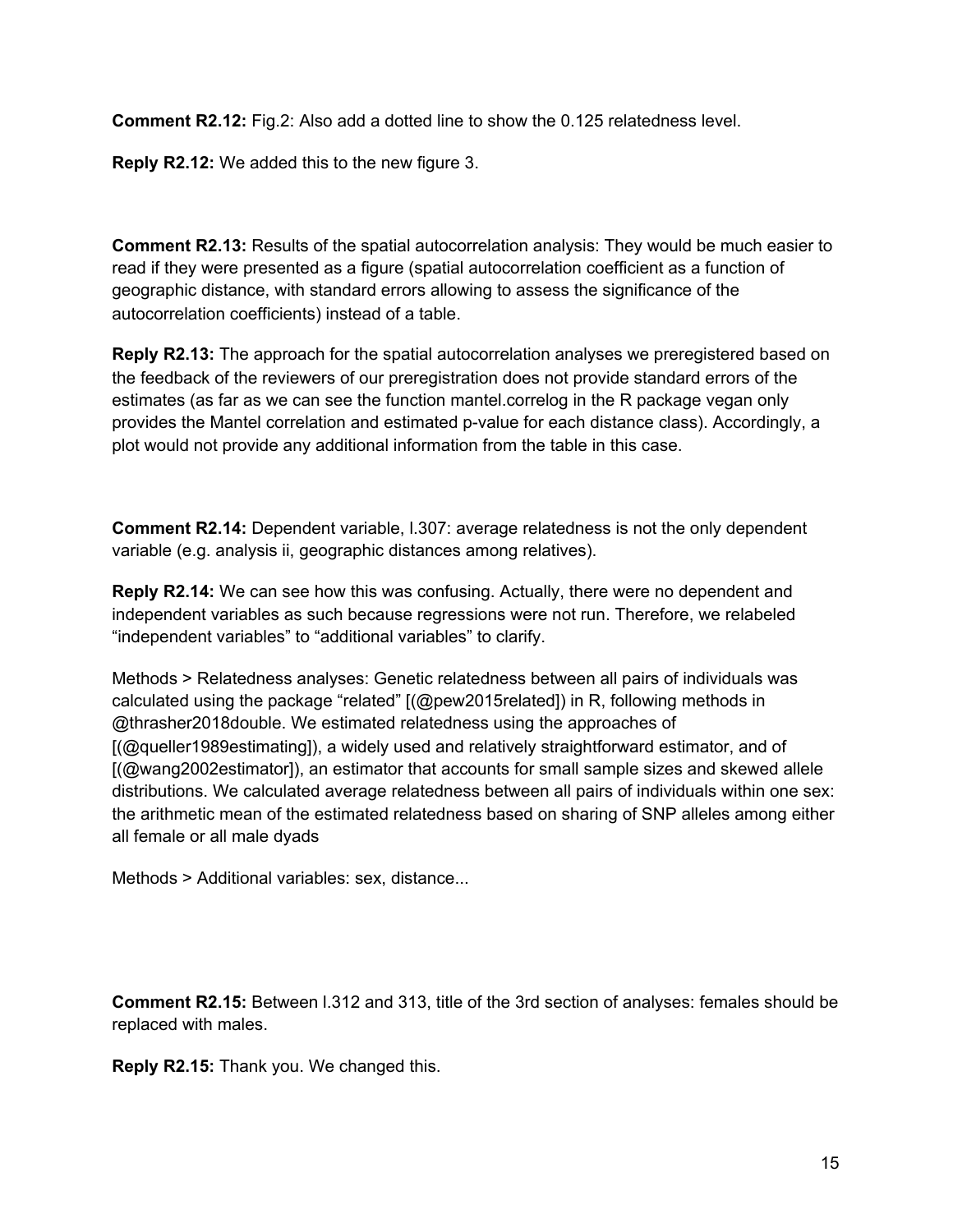**Comment R2.12:** Fig.2: Also add a dotted line to show the 0.125 relatedness level.

**Reply R2.12:** We added this to the new figure 3.

**Comment R2.13:** Results of the spatial autocorrelation analysis: They would be much easier to read if they were presented as a figure (spatial autocorrelation coefficient as a function of geographic distance, with standard errors allowing to assess the significance of the autocorrelation coefficients) instead of a table.

**Reply R2.13:** The approach for the spatial autocorrelation analyses we preregistered based on the feedback of the reviewers of our preregistration does not provide standard errors of the estimates (as far as we can see the function mantel.correlog in the R package vegan only provides the Mantel correlation and estimated p-value for each distance class). Accordingly, a plot would not provide any additional information from the table in this case.

**Comment R2.14:** Dependent variable, l.307: average relatedness is not the only dependent variable (e.g. analysis ii, geographic distances among relatives).

**Reply R2.14:** We can see how this was confusing. Actually, there were no dependent and independent variables as such because regressions were not run. Therefore, we relabeled "independent variables" to "additional variables" to clarify.

Methods > Relatedness analyses: Genetic relatedness between all pairs of individuals was calculated using the package "related" [(@pew2015related]) in R, following methods in @thrasher2018double. We estimated relatedness using the approaches of [(@queller1989estimating]), a widely used and relatively straightforward estimator, and of [(@wang2002estimator]), an estimator that accounts for small sample sizes and skewed allele distributions. We calculated average relatedness between all pairs of individuals within one sex: the arithmetic mean of the estimated relatedness based on sharing of SNP alleles among either all female or all male dyads

Methods > Additional variables: sex, distance...

**Comment R2.15:** Between l.312 and 313, title of the 3rd section of analyses: females should be replaced with males.

**Reply R2.15:** Thank you. We changed this.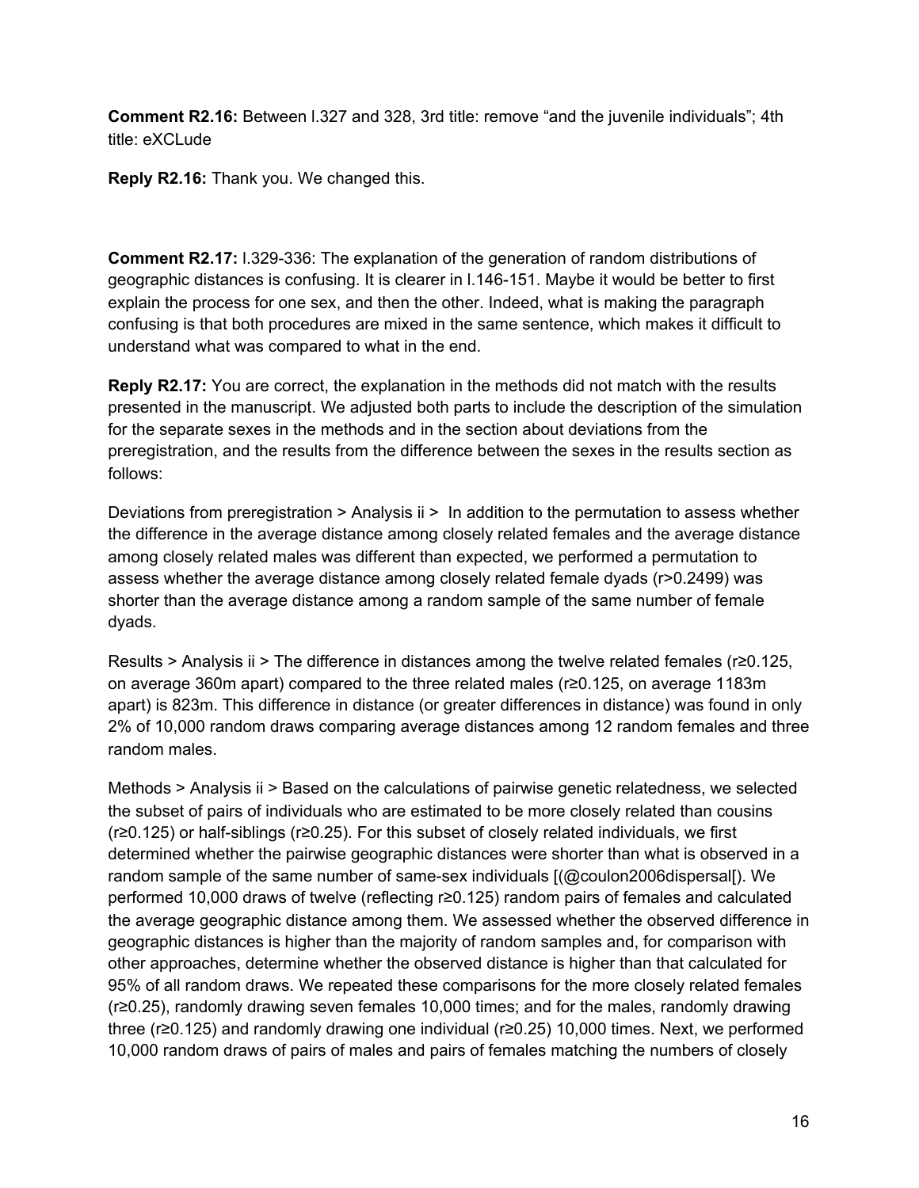**Comment R2.16:** Between l.327 and 328, 3rd title: remove "and the juvenile individuals"; 4th title: eXCLude

**Reply R2.16:** Thank you. We changed this.

**Comment R2.17:** l.329-336: The explanation of the generation of random distributions of geographic distances is confusing. It is clearer in l.146-151. Maybe it would be better to first explain the process for one sex, and then the other. Indeed, what is making the paragraph confusing is that both procedures are mixed in the same sentence, which makes it difficult to understand what was compared to what in the end.

**Reply R2.17:** You are correct, the explanation in the methods did not match with the results presented in the manuscript. We adjusted both parts to include the description of the simulation for the separate sexes in the methods and in the section about deviations from the preregistration, and the results from the difference between the sexes in the results section as follows:

Deviations from preregistration > Analysis ii > In addition to the permutation to assess whether the difference in the average distance among closely related females and the average distance among closely related males was different than expected, we performed a permutation to assess whether the average distance among closely related female dyads (r>0.2499) was shorter than the average distance among a random sample of the same number of female dyads.

Results > Analysis ii > The difference in distances among the twelve related females (r≥0.125, on average 360m apart) compared to the three related males (r≥0.125, on average 1183m apart) is 823m. This difference in distance (or greater differences in distance) was found in only 2% of 10,000 random draws comparing average distances among 12 random females and three random males.

Methods > Analysis ii > Based on the calculations of pairwise genetic relatedness, we selected the subset of pairs of individuals who are estimated to be more closely related than cousins (r≥0.125) or half-siblings (r≥0.25). For this subset of closely related individuals, we first determined whether the pairwise geographic distances were shorter than what is observed in a random sample of the same number of same-sex individuals [(@coulon2006dispersal[). We performed 10,000 draws of twelve (reflecting r≥0.125) random pairs of females and calculated the average geographic distance among them. We assessed whether the observed difference in geographic distances is higher than the majority of random samples and, for comparison with other approaches, determine whether the observed distance is higher than that calculated for 95% of all random draws. We repeated these comparisons for the more closely related females (r≥0.25), randomly drawing seven females 10,000 times; and for the males, randomly drawing three (r≥0.125) and randomly drawing one individual (r≥0.25) 10,000 times. Next, we performed 10,000 random draws of pairs of males and pairs of females matching the numbers of closely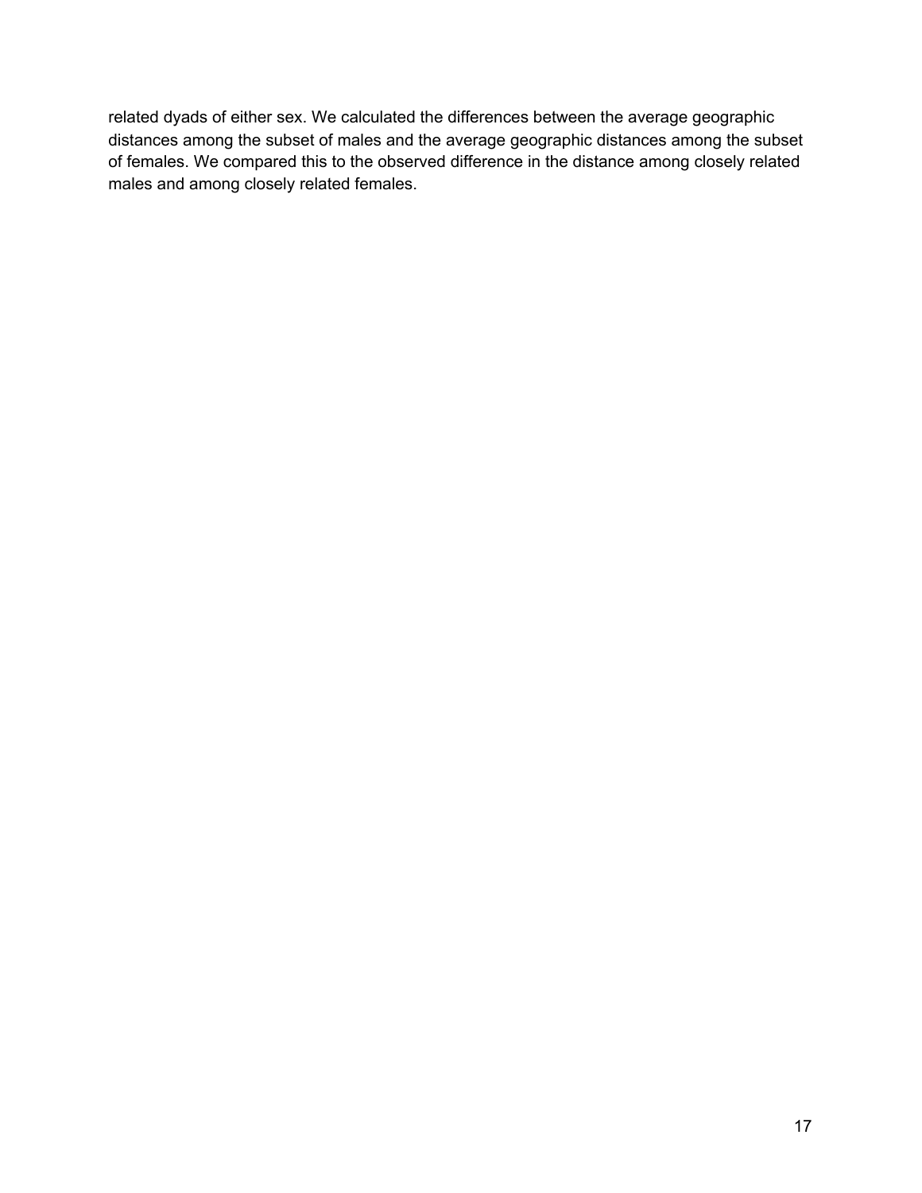related dyads of either sex. We calculated the differences between the average geographic distances among the subset of males and the average geographic distances among the subset of females. We compared this to the observed difference in the distance among closely related males and among closely related females.